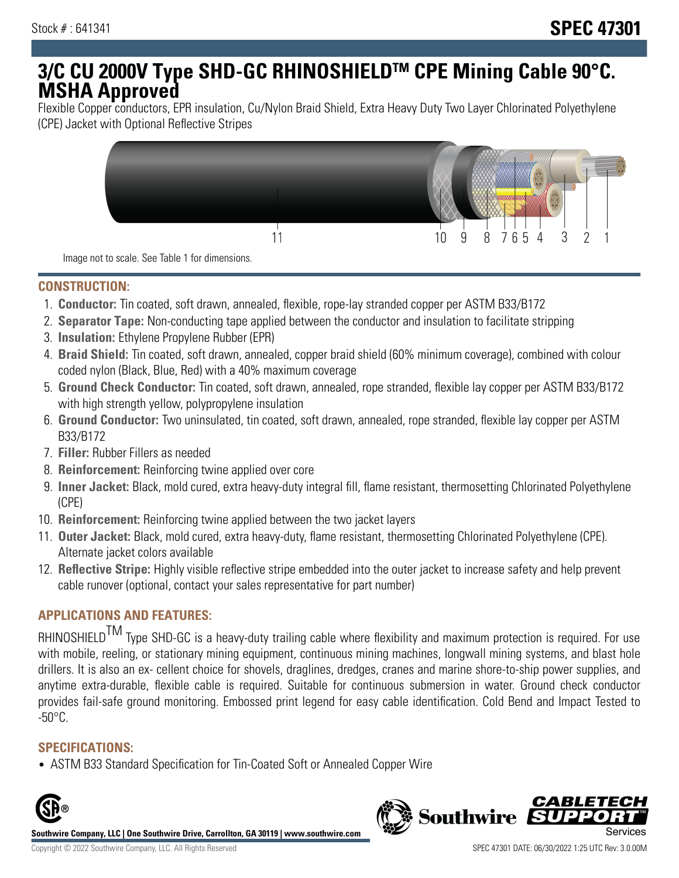Stock # : 641341

# SPEC 47301

# 3/C CU 2000V Type SHD-GC RHINOSHIELDTM CPE Mining Cable 90°C. MSHA Approved

Flexible Copper conductors, EPR insulation, Cu/Nylon Braid Shield, Extra Heavy Duty Two Layer Chlorinated Polyethylene (CPE) Jacket with Optional Reflective Stripes

11 10 9 8 7 6 5 4 3 2 1

Image not to scale. See Table 1 for dimensions.

## CONSTRUCTION:

1. **Conductor:** Tin coated, soft drawn, annealed, flexible, rope-lay stranded copper per ASTM B33/B172
2. **Separator Tape:** Non-conducting tape applied between the conductor and insulation to facilitate stripping
3. **Insulation:** Ethylene Propylene Rubber (EPR)
4. **Braid Shield:** Tin coated, soft drawn, annealed, copper braid shield (60% minimum coverage), combined with colour coded nylon (Black, Blue, Red) with a 40% maximum coverage
5. **Ground Check Conductor:** Tin coated, soft drawn, annealed, rope stranded, flexible lay copper per ASTM B33/B172 with high strength yellow, polypropylene insulation
6. **Ground Conductor:** Two uninsulated, tin coated, soft drawn, annealed, rope stranded, flexible lay copper per ASTM B33/B172
7. **Filler:** Rubber Fillers as needed
8. **Reinforcement:** Reinforcing twine applied over core
9. **Inner Jacket:** Black, mold cured, extra heavy-duty integral fill, flame resistant, thermosetting Chlorinated Polyethylene (CPE)
10. **Reinforcement:** Reinforcing twine applied between the two jacket layers
11. **Outer Jacket:** Black, mold cured, extra heavy-duty, flame resistant, thermosetting Chlorinated Polyethylene (CPE). Alternate jacket colors available
12. **Reflective Stripe:** Highly visible reflective stripe embedded into the outer jacket to increase safety and help prevent cable runover (optional, contact your sales representative for part number)

## APPLICATIONS AND FEATURES:

RHINOSHIELDTM Type SHD-GC is a heavy-duty trailing cable where flexibility and maximum protection is required. For use with mobile, reeling, or stationary mining equipment, continuous mining machines, longwall mining systems, and blast hole drillers. It is also an ex- cellent choice for shovels, draglines, dredges, cranes and marine shore-to-ship power supplies, and anytime extra-durable, flexible cable is required. Suitable for continuous submersion in water. Ground check conductor provides fail-safe ground monitoring. Embossed print legend for easy cable identification. Cold Bend and Impact Tested to -50°C.

## SPECIFICATIONS:

- ASTM B33 Standard Specification for Tin-Coated Soft or Annealed Copper Wire

**Southwire Company, LLC | One Southwire Drive, Carrollton, GA 30119 | www.southwire.com**

Copyright © 2022 Southwire Company, LLC. All Rights Reserved

SPEC 47301 DATE: 06/30/2022 1:25 UTC Rev: 3.0.00M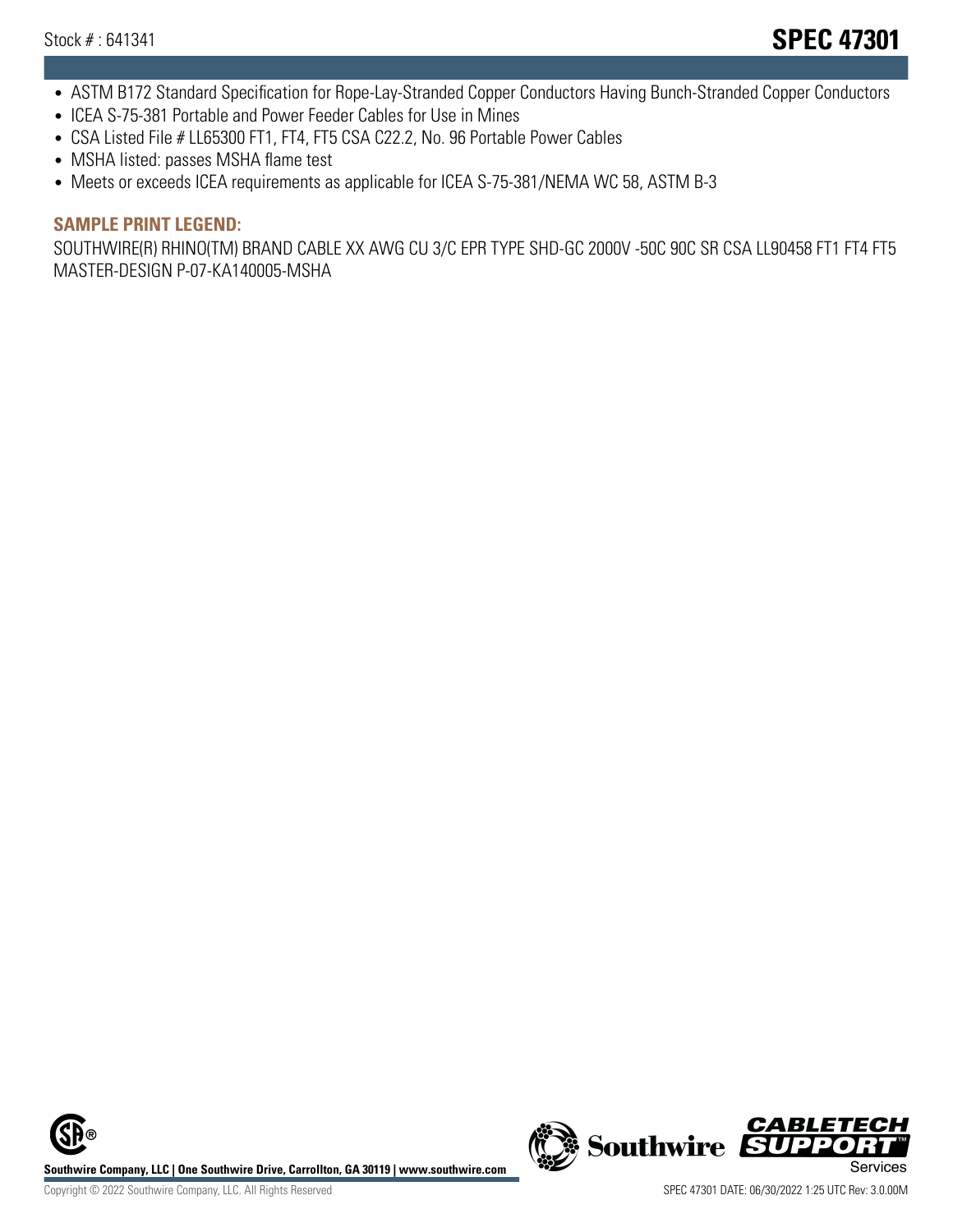- ASTM B172 Standard Specification for Rope-Lay-Stranded Copper Conductors Having Bunch-Stranded Copper Conductors
- ICEA S-75-381 Portable and Power Feeder Cables for Use in Mines
- CSA Listed File # LL65300 FT1, FT4, FT5 CSA C22.2, No. 96 Portable Power Cables
- MSHA listed: passes MSHA flame test
- Meets or exceeds ICEA requirements as applicable for ICEA S-75-381/NEMA WC 58, ASTM B-3

## SAMPLE PRINT LEGEND:

SOUTHWIRE(R) RHINO(TM) BRAND CABLE XX AWG CU 3/C EPR TYPE SHD-GC 2000V -50C 90C SR CSA LL90458 FT1 FT4 FT5 MASTER-DESIGN P-07-KA140005-MSHA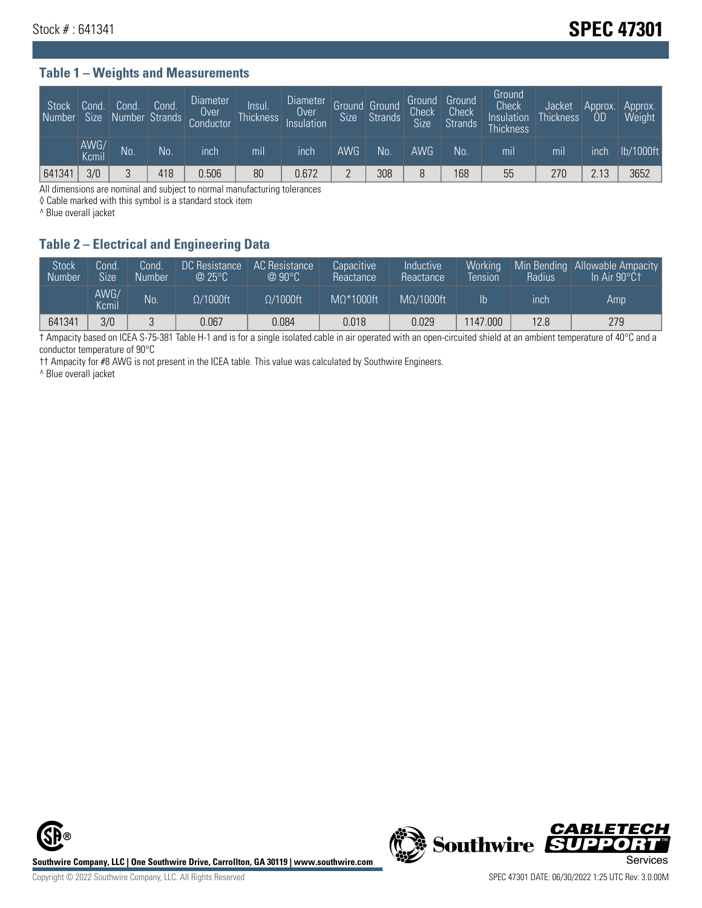Stock # : 641341

# SPEC 47301

## Table 1 – Weights and Measurements

| Stock Number | Cond. Size | Cond. Number | Cond. Strands | Diameter Over Conductor | Insul. Thickness | Diameter Over Insulation | Ground Size | Ground Strands | Ground Check Size | Ground Check Strands | Ground Check Insulation Thickness | Jacket Thickness | Approx. OD | Approx. Weight |
|---|---|---|---|---|---|---|---|---|---|---|---|---|---|---|
| | AWG/ Kcmil | No. | No. | inch | mil | inch | AWG | No. | AWG | No. | mil | mil | inch | lb/1000ft |
| 641341 | 3/0 | 3 | 418 | 0.506 | 80 | 0.672 | 2 | 308 | 8 | 168 | 55 | 270 | 2.13 | 3652 |

All dimensions are nominal and subject to normal manufacturing tolerances

◊ Cable marked with this symbol is a standard stock item

^ Blue overall jacket

## Table 2 – Electrical and Engineering Data

| Stock Number | Cond. Size | Cond. Number | DC Resistance @ 25°C | AC Resistance @ 90°C | Capacitive Reactance | Inductive Reactance | Working Tension | Min Bending Radius | Allowable Ampacity In Air 90°C† |
|---|---|---|---|---|---|---|---|---|---|
| | AWG/ Kcmil | No. | Ω/1000ft | Ω/1000ft | MΩ*1000ft | MΩ/1000ft | lb | inch | Amp |
| 641341 | 3/0 | 3 | 0.067 | 0.084 | 0.018 | 0.029 | 1147.000 | 12.8 | 279 |

† Ampacity based on ICEA S-75-381 Table H-1 and is for a single isolated cable in air operated with an open-circuited shield at an ambient temperature of 40°C and a conductor temperature of 90°C

†† Ampacity for #8 AWG is not present in the ICEA table. This value was calculated by Southwire Engineers.

^ Blue overall jacket

**Southwire Company, LLC | One Southwire Drive, Carrollton, GA 30119 | www.southwire.com**

Copyright © 2022 Southwire Company, LLC. All Rights Reserved

SPEC 47301 DATE: 06/30/2022 1:25 UTC Rev: 3.0.00M